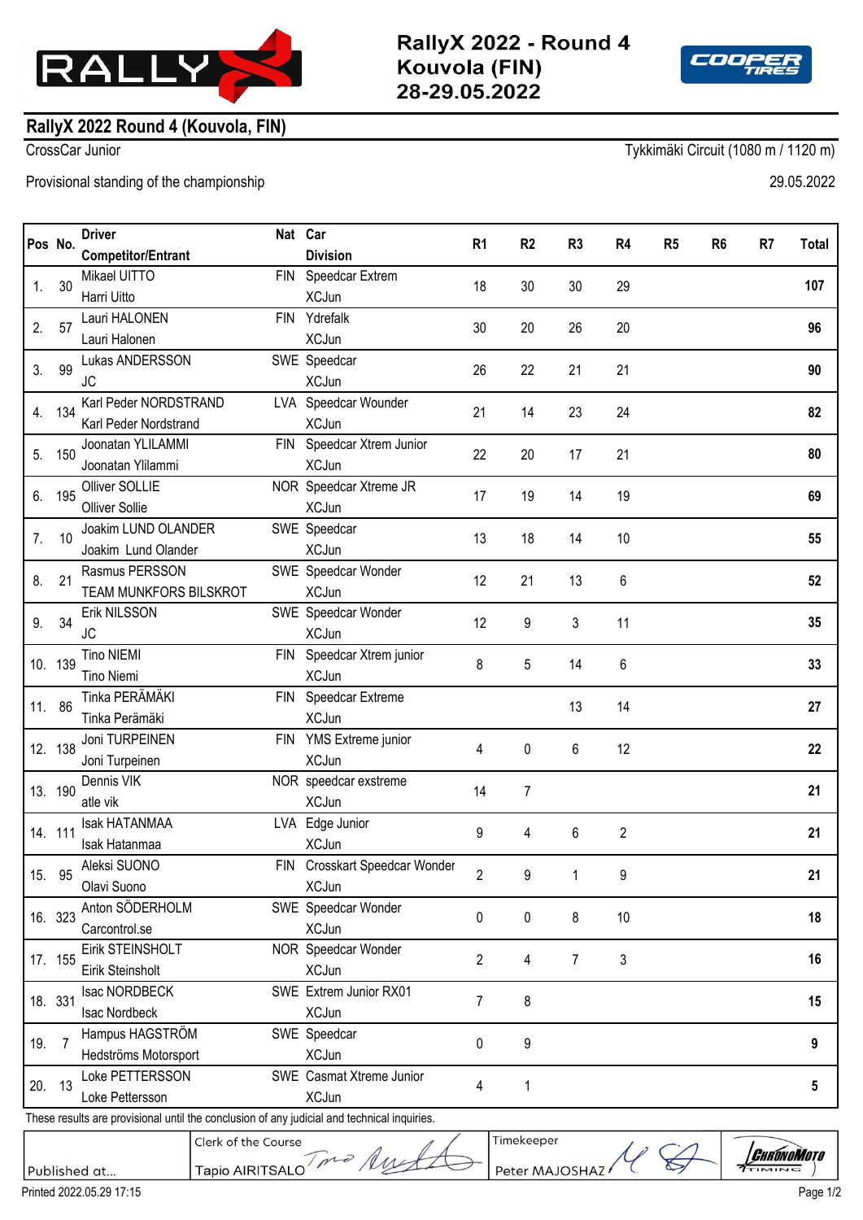# RallyX 2022 - Round 4
# Kouvola (FIN)
# 28-29.05.2022

## RallyX 2022 Round 4 (Kouvola, FIN)

CrossCar Junior

Tykkimäki Circuit (1080 m / 1120 m)

Provisional standing of the championship

29.05.2022

| Pos | No. | Driver / Competitor/Entrant | Nat | Car / Division | R1 | R2 | R3 | R4 | R5 | R6 | R7 | Total |
|---|---|---|---|---|---|---|---|---|---|---|---|---|
| 1. | 30 | Mikael UITTO / Harri Uitto | FIN | Speedcar Extrem / XCJun | 18 | 30 | 30 | 29 | | | | **107** |
| 2. | 57 | Lauri HALONEN / Lauri Halonen | FIN | Ydrefalk / XCJun | 30 | 20 | 26 | 20 | | | | **96** |
| 3. | 99 | Lukas ANDERSSON / JC | SWE | Speedcar / XCJun | 26 | 22 | 21 | 21 | | | | **90** |
| 4. | 134 | Karl Peder NORDSTRAND / Karl Peder Nordstrand | LVA | Speedcar Wounder / XCJun | 21 | 14 | 23 | 24 | | | | **82** |
| 5. | 150 | Joonatan YLILAMMI / Joonatan Ylilammi | FIN | Speedcar Xtrem Junior / XCJun | 22 | 20 | 17 | 21 | | | | **80** |
| 6. | 195 | Olliver SOLLIE / Olliver Sollie | NOR | Speedcar Xtreme JR / XCJun | 17 | 19 | 14 | 19 | | | | **69** |
| 7. | 10 | Joakim LUND OLANDER / Joakim Lund Olander | SWE | Speedcar / XCJun | 13 | 18 | 14 | 10 | | | | **55** |
| 8. | 21 | Rasmus PERSSON / TEAM MUNKFORS BILSKROT | SWE | Speedcar Wonder / XCJun | 12 | 21 | 13 | 6 | | | | **52** |
| 9. | 34 | Erik NILSSON / JC | SWE | Speedcar Wonder / XCJun | 12 | 9 | 3 | 11 | | | | **35** |
| 10. | 139 | Tino NIEMI / Tino Niemi | FIN | Speedcar Xtrem junior / XCJun | 8 | 5 | 14 | 6 | | | | **33** |
| 11. | 86 | Tinka PERÄMÄKI / Tinka Perämäki | FIN | Speedcar Extreme / XCJun | | | 13 | 14 | | | | **27** |
| 12. | 138 | Joni TURPEINEN / Joni Turpeinen | FIN | YMS Extreme junior / XCJun | 4 | 0 | 6 | 12 | | | | **22** |
| 13. | 190 | Dennis VIK / atle vik | NOR | speedcar exstreme / XCJun | 14 | 7 | | | | | | **21** |
| 14. | 111 | Isak HATANMAA / Isak Hatanmaa | LVA | Edge Junior / XCJun | 9 | 4 | 6 | 2 | | | | **21** |
| 15. | 95 | Aleksi SUONO / Olavi Suono | FIN | Crosskart Speedcar Wonder / XCJun | 2 | 9 | 1 | 9 | | | | **21** |
| 16. | 323 | Anton SÖDERHOLM / Carcontrol.se | SWE | Speedcar Wonder / XCJun | 0 | 0 | 8 | 10 | | | | **18** |
| 17. | 155 | Eirik STEINSHOLT / Eirik Steinsholt | NOR | Speedcar Wonder / XCJun | 2 | 4 | 7 | 3 | | | | **16** |
| 18. | 331 | Isac NORDBECK / Isac Nordbeck | SWE | Extrem Junior RX01 / XCJun | 7 | 8 | | | | | | **15** |
| 19. | 7 | Hampus HAGSTRÖM / Hedströms Motorsport | SWE | Speedcar / XCJun | 0 | 9 | | | | | | **9** |
| 20. | 13 | Loke PETTERSSON / Loke Pettersson | SWE | Casmat Xtreme Junior / XCJun | 4 | 1 | | | | | | **5** |

These results are provisional until the conclusion of any judicial and technical inquiries.

| Published at... | Clerk of the Course: Tapio AIRITSALO | Timekeeper: Peter MAJOSHAZY |
|---|---|---|

Printed 2022.05.29 17:15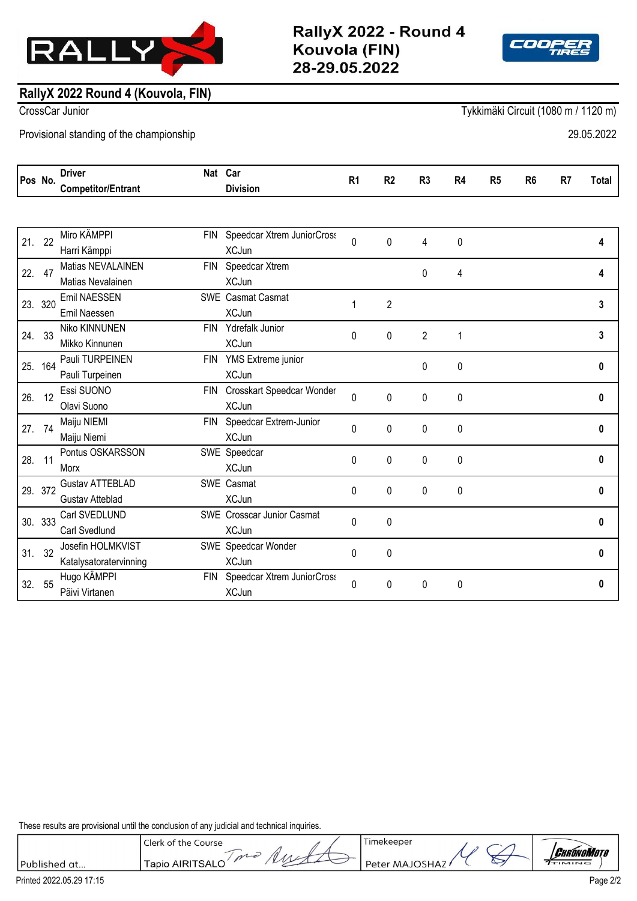RallyX 2022 - Round 4
Kouvola (FIN)
28-29.05.2022

## RallyX 2022 Round 4 (Kouvola, FIN)

CrossCar Junior — Tykkimäki Circuit (1080 m / 1120 m)

Provisional standing of the championship — 29.05.2022

| Pos | No. | Driver / Competitor/Entrant | Nat | Car / Division | R1 | R2 | R3 | R4 | R5 | R6 | R7 | Total |
|---|---|---|---|---|---|---|---|---|---|---|---|---|
| 21. | 22 | Miro KÄMPPI / Harri Kämppi | FIN | Speedcar Xtrem JuniorCross / XCJun | 0 | 0 | 4 | 0 | | | | **4** |
| 22. | 47 | Matias NEVALAINEN / Matias Nevalainen | FIN | Speedcar Xtrem / XCJun | | | 0 | 4 | | | | **4** |
| 23. | 320 | Emil NAESSEN / Emil Naessen | SWE | Casmat Casmat / XCJun | 1 | 2 | | | | | | **3** |
| 24. | 33 | Niko KINNUNEN / Mikko Kinnunen | FIN | Ydrefalk Junior / XCJun | 0 | 0 | 2 | 1 | | | | **3** |
| 25. | 164 | Pauli TURPEINEN / Pauli Turpeinen | FIN | YMS Extreme junior / XCJun | | | 0 | 0 | | | | **0** |
| 26. | 12 | Essi SUONO / Olavi Suono | FIN | Crosskart Speedcar Wonder / XCJun | 0 | 0 | 0 | 0 | | | | **0** |
| 27. | 74 | Maiju NIEMI / Maiju Niemi | FIN | Speedcar Extrem-Junior / XCJun | 0 | 0 | 0 | 0 | | | | **0** |
| 28. | 11 | Pontus OSKARSSON / Morx | SWE | Speedcar / XCJun | 0 | 0 | 0 | 0 | | | | **0** |
| 29. | 372 | Gustav ATTEBLAD / Gustav Atteblad | SWE | Casmat / XCJun | 0 | 0 | 0 | 0 | | | | **0** |
| 30. | 333 | Carl SVEDLUND / Carl Svedlund | SWE | Crosscar Junior Casmat / XCJun | 0 | 0 | | | | | | **0** |
| 31. | 32 | Josefin HOLMKVIST / Katalysatoratervinning | SWE | Speedcar Wonder / XCJun | 0 | 0 | | | | | | **0** |
| 32. | 55 | Hugo KÄMPPI / Päivi Virtanen | FIN | Speedcar Xtrem JuniorCross / XCJun | 0 | 0 | 0 | 0 | | | | **0** |

These results are provisional until the conclusion of any judicial and technical inquiries.

| Published at... | Clerk of the Course: Tapio AIRITSALO | Timekeeper: Peter MAJOSHAZY | ChronoMoto Timing |
|---|---|---|---|

Printed 2022.05.29 17:15